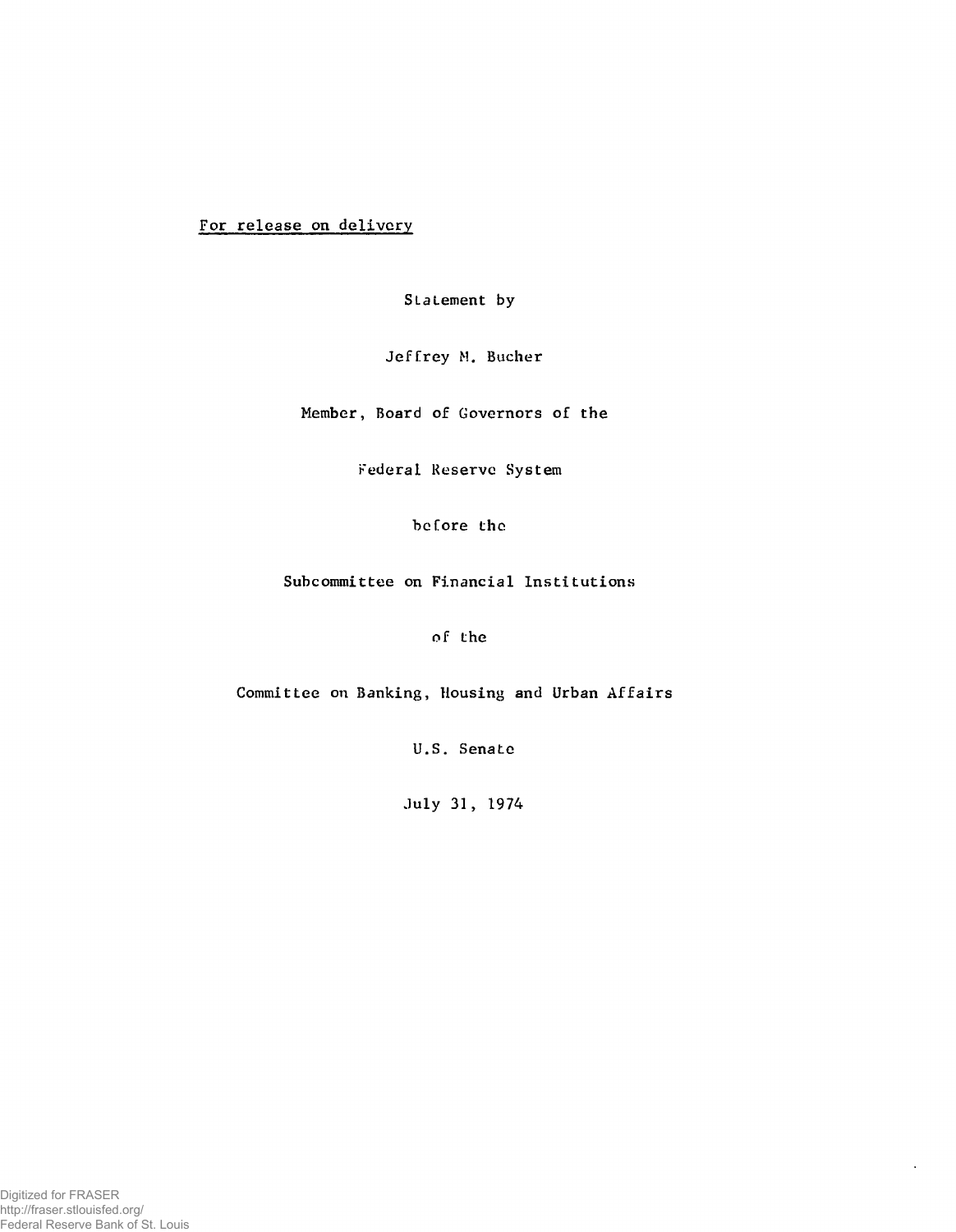For release on delivery

Statement by

Jeffrey M. Bucher

Member, Board of Governors of the

Federal Reserve System

before the

Subcommittee on Financial Institutions

of the

Committee on Banking, Housing and Urban Affairs

U.S. Senate

July 31, 1974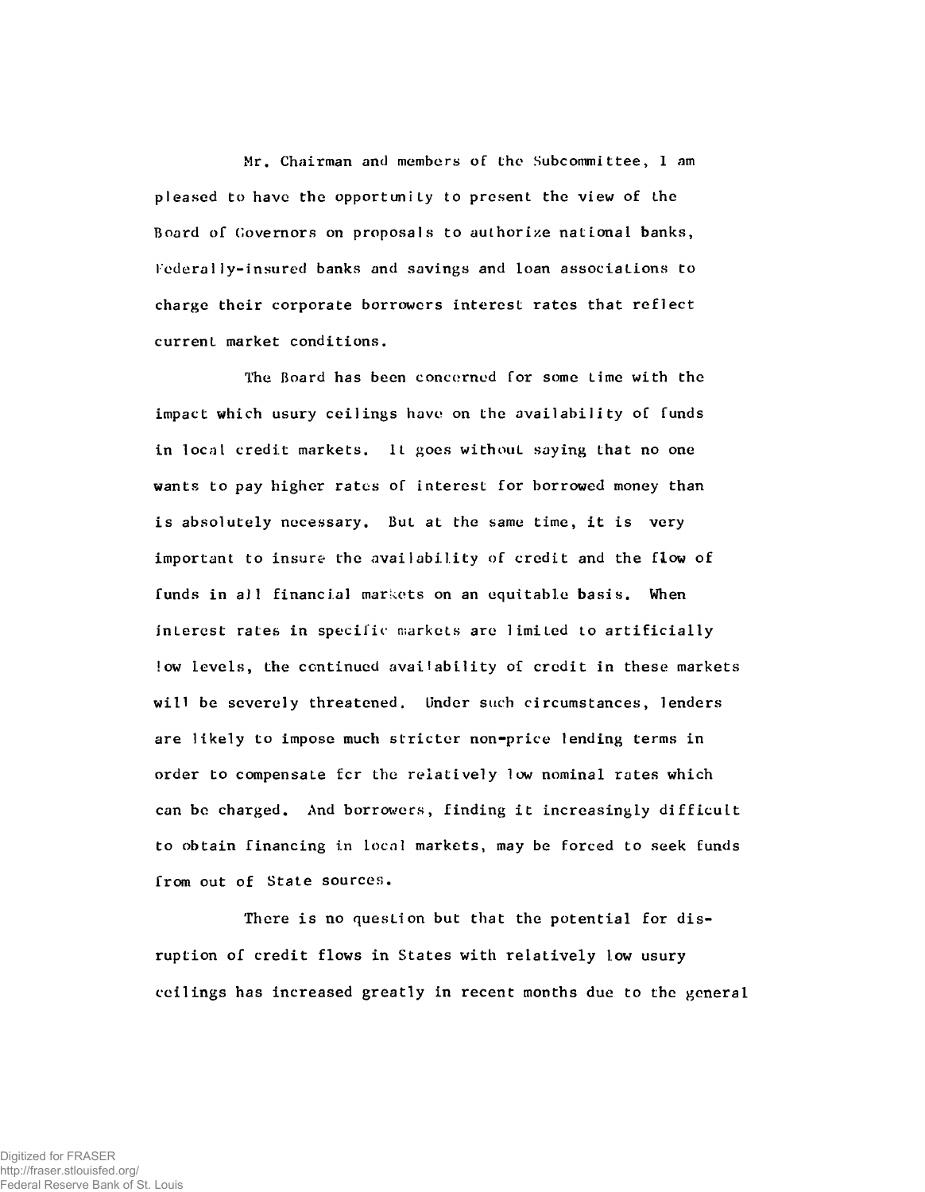Mr. Chairman and members of the Subcommittee, I am pleased to have the opportunity to present the view of the Board of Governors on proposals to authorize national banks, Federally-insured banks and savings and loan associations to charge their corporate borrowers interest rates that reflect current market conditions.

The Board has been concerned for some time with the impact which usury ceilings have on the availability of funds in local credit markets. It goes without saying that no one wants to pay higher rates of interest for borrowed money than is absolutely necessary. But at the same time, it is very important to insure the availability of credit and the flow of funds in all financial markets on an equitable basis. When interest rates in specific markets are limited to artificially low levels, the continued availability of credit in these markets will be severely threatened. Under such circumstances, lenders are likely to impose much stricter non-price lending terms in order to compensate for the relatively low nominal rates which can be charged. And borrowers, finding it increasingly difficult to obtain financing in local markets, may be forced to seek funds from out of State sources.

There is no question but that the potential for disruption of credit flows in States with relatively low usury ceilings has increased greatly in recent months due to the general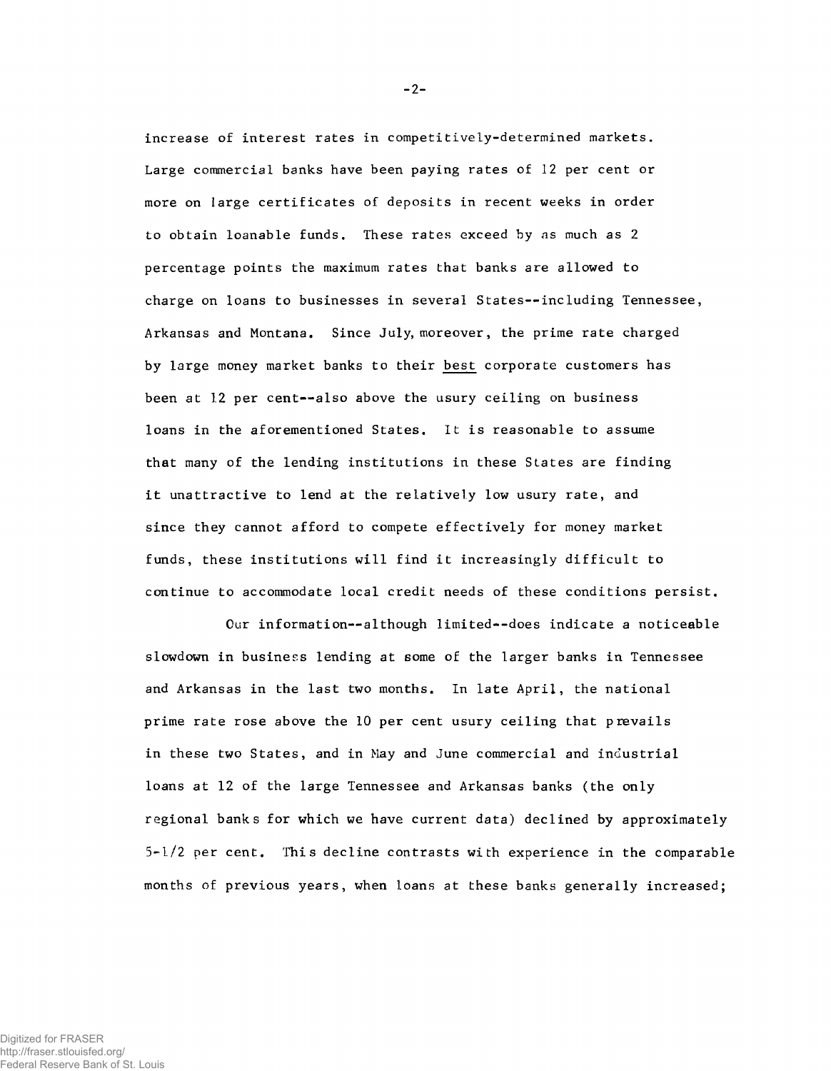increase of interest rates in competitively-determined markets. Large commercial banks have been paying rates of 12 per cent or more on large certificates of deposits in recent weeks in order to obtain loanable funds. These rates exceed by as much as 2 percentage points the maximum rates that banks are allowed to charge on loans to businesses in several States--including Tennessee, Arkansas and Montana. Since July, moreover, the prime rate charged by large money market banks to their best corporate customers has been at 12 per cent--also above the usury ceiling on business loans in the aforementioned States. It is reasonable to assume that many of the lending institutions in these States are finding it unattractive to lend at the relatively low usury rate, and since they cannot afford to compete effectively for money market funds, these institutions will find it increasingly difficult to continue to accommodate local credit needs of these conditions persist.

Our information--although limited--does indicate a noticeable slowdown in business lending at some of the larger banks in Tennessee and Arkansas in the last two months. In late April, the national prime rate rose above the 10 per cent usury ceiling that prevails in these two States, and in May and June commercial and industrial loans at 12 of the large Tennessee and Arkansas banks (the only regional banks for which we have current data) declined by approximately 5-1/2 per cent. This decline contrasts with experience in the comparable months of previous years, when loans at these banks generally increased;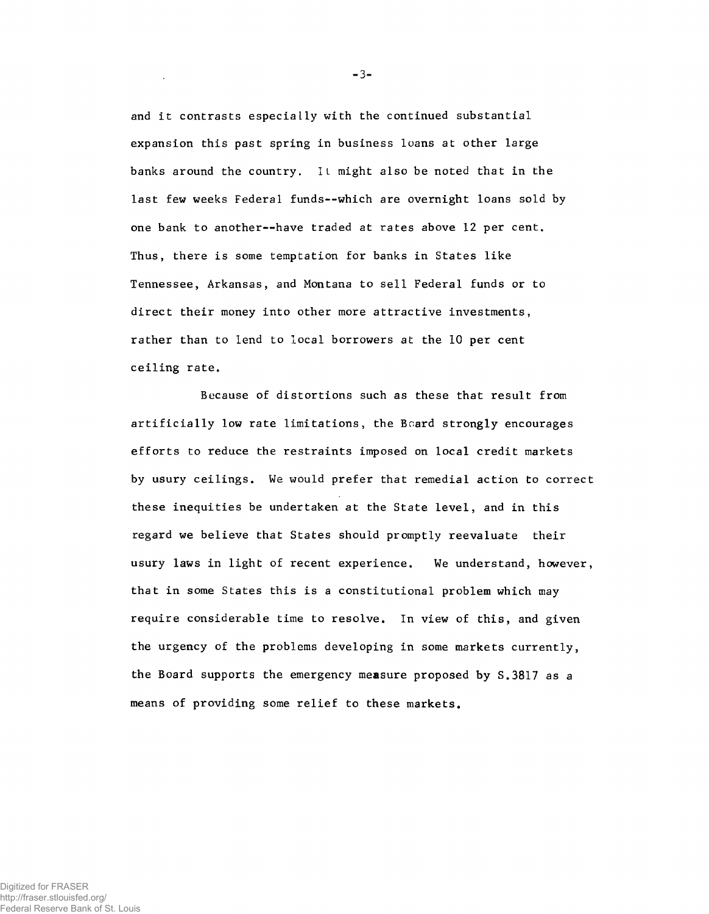and it contrasts especially with the continued substantial expansion this past spring in business loans at other large banks around the country. It might also be noted that in the last few weeks Federal funds--which are overnight loans sold by one bank to another--have traded at rates above 12 per cent. Thus, there is some temptation for banks in States like Tennessee, Arkansas, and Montana to sell Federal funds or to direct their money into other more attractive investments, rather than to lend to local borrowers at the 10 per cent ceiling rate.

Because of distortions such as these that result from artificially low rate limitations, the Board strongly encourages efforts to reduce the restraints imposed on local credit markets by usury ceilings. We would prefer that remedial action to correct these inequities be undertaken at the State level, and in this regard we believe that States should promptly reevaluate their usury laws in light of recent experience. We understand, however, that in some States this is a constitutional problem which may require considerable time to resolve. In view of this, and given the urgency of the problems developing in some markets currently, the Board supports the emergency measure proposed by S.3817 as a means of providing some relief to these markets.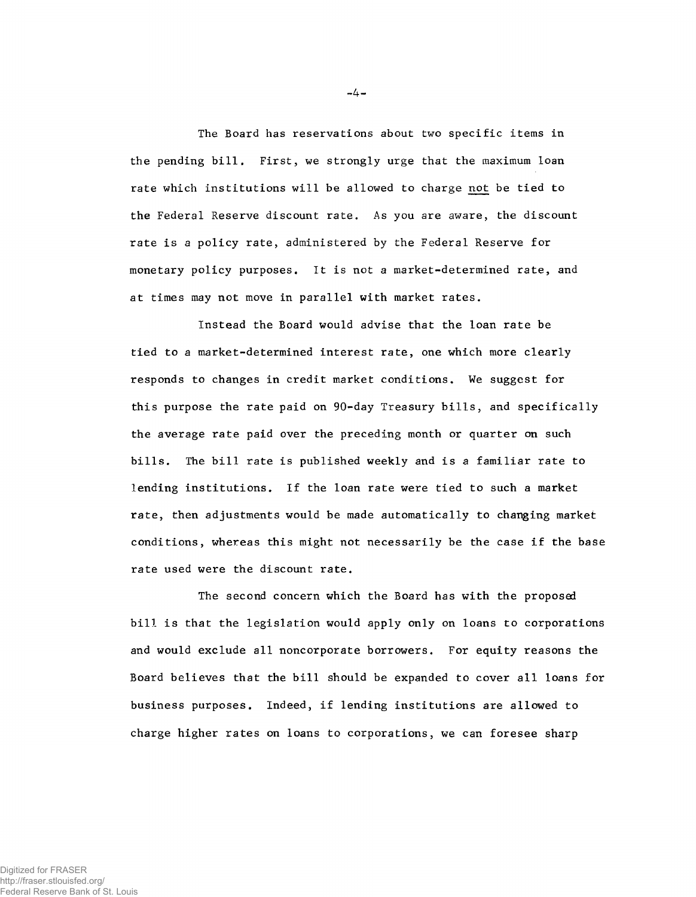The Board has reservations about two specific items in the pending bill. First, we strongly urge that the maximum loan rate which institutions will be allowed to charge <u>not</u> be tied to the Federal Reserve discount rate. As you are aware, the discount rate is a policy rate, administered by the Federal Reserve for monetary policy purposes. It is not a market-determined rate, and at times may not move in parallel with market rates.

Instead the Board would advise that the loan rate be tied to a market-determined interest rate, one which more clearly responds to changes in credit market conditions. We suggest for this purpose the rate paid on 90-day Treasury bills, and specifically the average rate paid over the preceding month or quarter on such bills. The bill rate is published weekly and is a familiar rate to lending institutions. If the loan rate were tied to such a market rate, then adjustments would be made automatically to changing market conditions, whereas this might not necessarily be the case if the base rate used were the discount rate.

The second concern which the Board has with the proposed bill is that the legislation would apply only on loans to corporations and would exclude all noncorporate borrowers. For equity reasons the Board believes that the bill should be expanded to cover all loans for business purposes. Indeed, if lending institutions are allowed to charge higher rates on loans to corporations, we can foresee sharp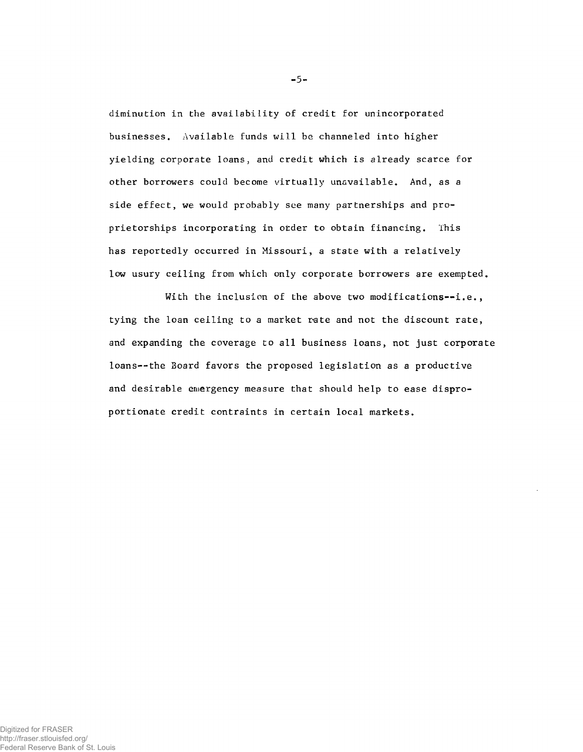diminution in the availability of credit for unincorporated businesses. Available funds will be channeled into higher yielding corporate loans, and credit which is already scarce for other borrowers could become virtually unavailable. And, as a side effect, we would probably see many partnerships and proprietorships incorporating in order to obtain financing. This has reportedly occurred in Missouri, a state with a relatively low usury ceiling from which only corporate borrowers are exempted.

With the inclusion of the above two modifications--i.e., tying the loan ceiling to a market rate and not the discount rate, and expanding the coverage to all business loans, not just corporate loans--the Board favors the proposed legislation as a productive and desirable emergency measure that should help to ease disproportionate credit contraints in certain local markets.